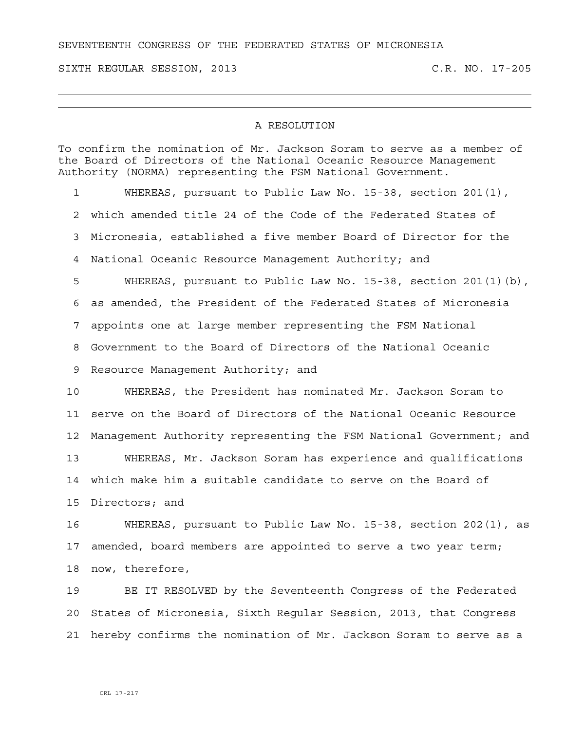SEVENTEENTH CONGRESS OF THE FEDERATED STATES OF MICRONESIA

SIXTH REGULAR SESSION, 2013 C.R. NO. 17-205

---

## A RESOLUTION

To confirm the nomination of Mr. Jackson Soram to serve as a member of the Board of Directors of the National Oceanic Resource Management Authority (NORMA) representing the FSM National Government.

1 WHEREAS, pursuant to Public Law No. 15-38, section 201(1),
2 which amended title 24 of the Code of the Federated States of
3 Micronesia, established a five member Board of Director for the
4 National Oceanic Resource Management Authority; and
5 WHEREAS, pursuant to Public Law No. 15-38, section 201(1)(b),
6 as amended, the President of the Federated States of Micronesia
7 appoints one at large member representing the FSM National
8 Government to the Board of Directors of the National Oceanic
9 Resource Management Authority; and
10 WHEREAS, the President has nominated Mr. Jackson Soram to
11 serve on the Board of Directors of the National Oceanic Resource
12 Management Authority representing the FSM National Government; and
13 WHEREAS, Mr. Jackson Soram has experience and qualifications
14 which make him a suitable candidate to serve on the Board of
15 Directors; and
16 WHEREAS, pursuant to Public Law No. 15-38, section 202(1), as
17 amended, board members are appointed to serve a two year term;
18 now, therefore,
19 BE IT RESOLVED by the Seventeenth Congress of the Federated
20 States of Micronesia, Sixth Regular Session, 2013, that Congress
21 hereby confirms the nomination of Mr. Jackson Soram to serve as a

CRL 17-217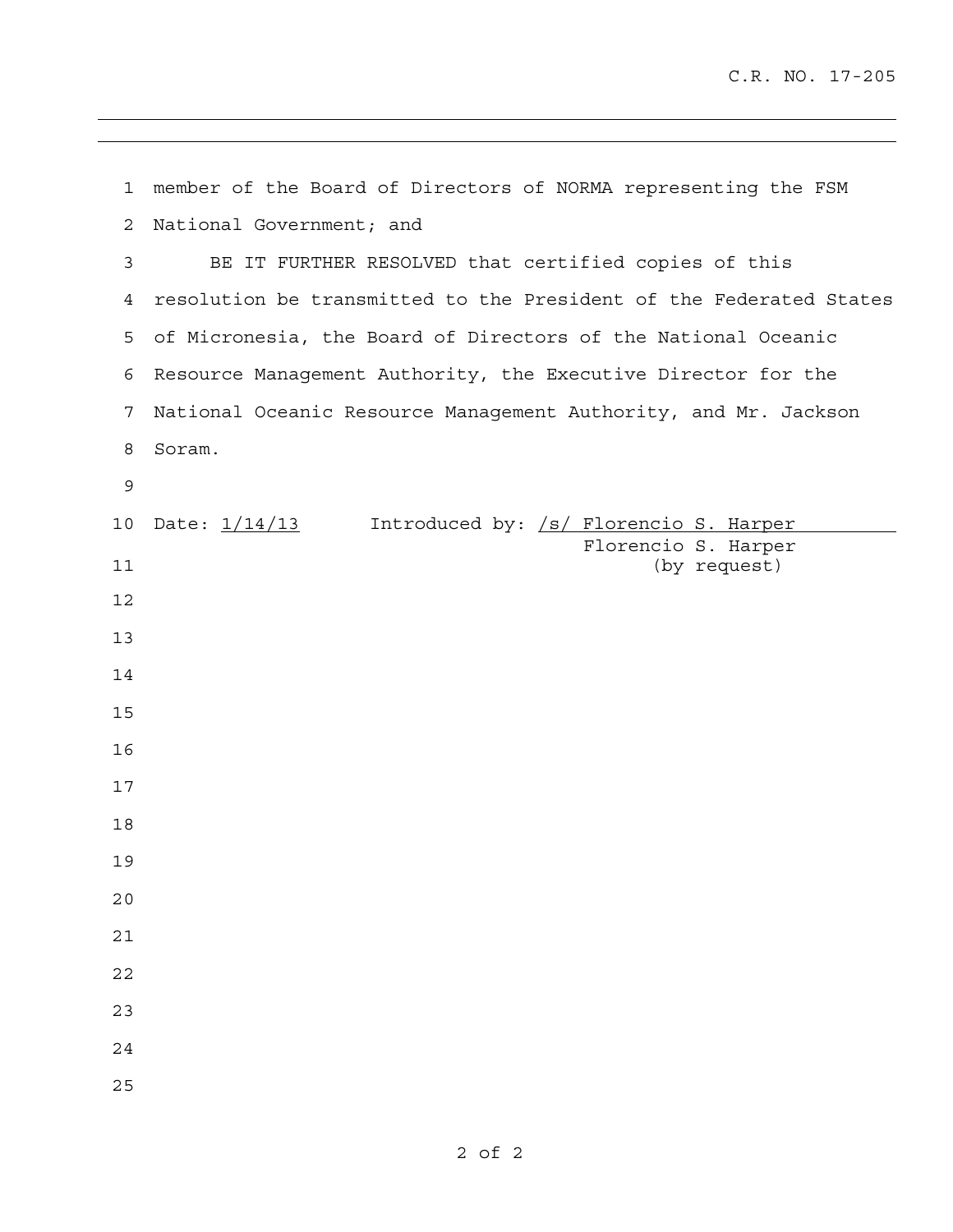member of the Board of Directors of NORMA representing the FSM National Government; and

BE IT FURTHER RESOLVED that certified copies of this resolution be transmitted to the President of the Federated States of Micronesia, the Board of Directors of the National Oceanic Resource Management Authority, the Executive Director for the National Oceanic Resource Management Authority, and Mr. Jackson Soram.

Date: 1/14/13 Introduced by: /s/ Florencio S. Harper

Florencio S. Harper
(by request)